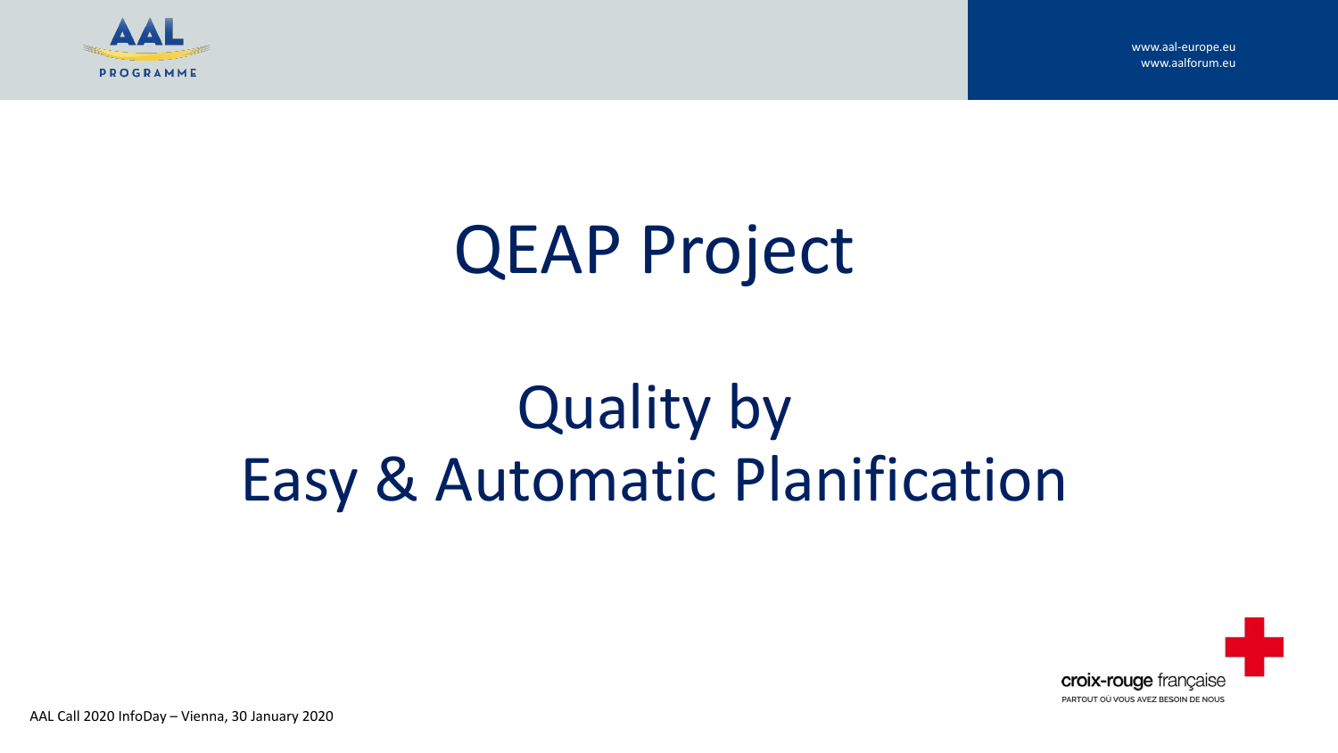# QEAP Project

# Quality by
# Easy & Automatic Planification

AAL Call 2020 InfoDay – Vienna, 30 January 2020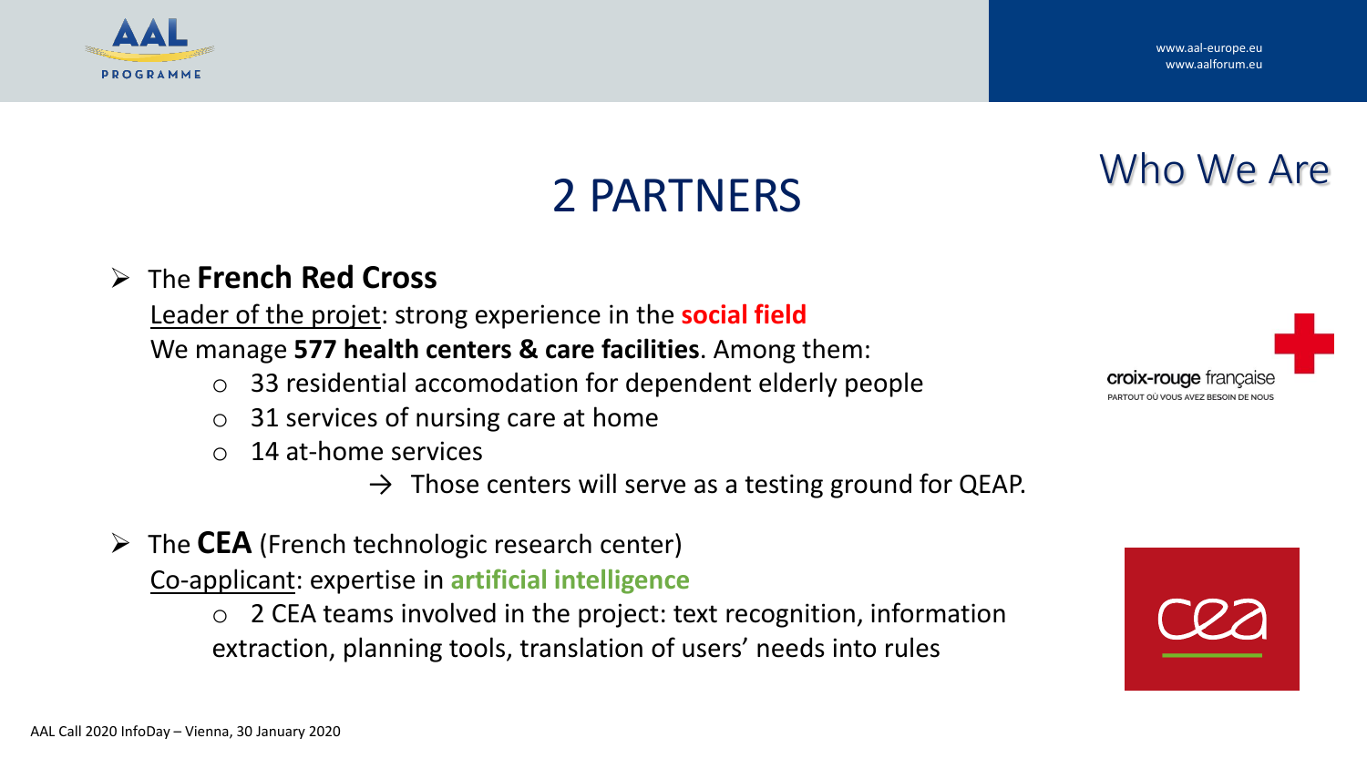# Who We Are

## 2 PARTNERS

- The **French Red Cross**

  Leader of the projet: strong experience in the **social field**

  We manage **577 health centers & care facilities**. Among them:

  - 33 residential accomodation for dependent elderly people
  - 31 services of nursing care at home
  - 14 at-home services

  → Those centers will serve as a testing ground for QEAP.

- The **CEA** (French technologic research center)

  Co-applicant: expertise in **artificial intelligence**

  - 2 CEA teams involved in the project: text recognition, information extraction, planning tools, translation of users' needs into rules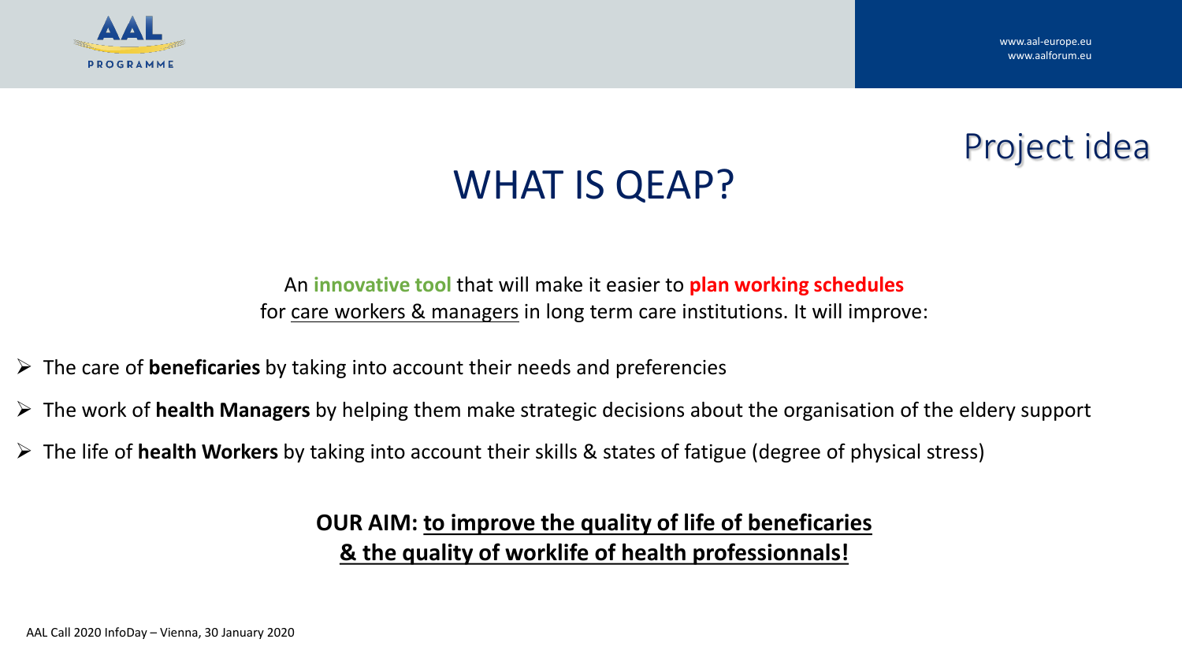Project idea

# WHAT IS QEAP?

An **innovative tool** that will make it easier to **plan working schedules** for care workers & managers in long term care institutions. It will improve:

- The care of **beneficaries** by taking into account their needs and preferencies
- The work of **health Managers** by helping them make strategic decisions about the organisation of the eldery support
- The life of **health Workers** by taking into account their skills & states of fatigue (degree of physical stress)

**OUR AIM: to improve the quality of life of beneficaries & the quality of worklife of health professionnals!**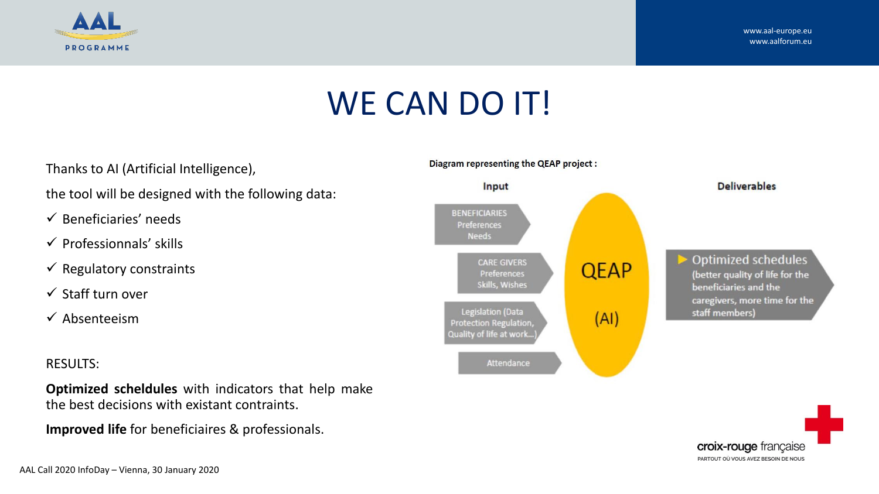# WE CAN DO IT!

Thanks to AI (Artificial Intelligence),

the tool will be designed with the following data:

- ✓ Beneficiaries' needs
- ✓ Professionnals' skills
- ✓ Regulatory constraints
- ✓ Staff turn over
- ✓ Absenteeism

RESULTS:

**Optimized scheldules** with indicators that help make the best decisions with existant contraints.

**Improved life** for beneficiaires & professionals.

Diagram representing the QEAP project :

**Input**

- BENEFICIARIES Preferences Needs
- CARE GIVERS Preferences Skills, Wishes
- Legislation (Data Protection Regulation, Quality of life at work...)
- Attendance

QEAP (AI)

**Deliverables**

- Optimized schedules (better quality of life for the beneficiaries and the caregivers, more time for the staff members)

croix-rouge française

PARTOUT OÙ VOUS AVEZ BESOIN DE NOUS

AAL Call 2020 InfoDay – Vienna, 30 January 2020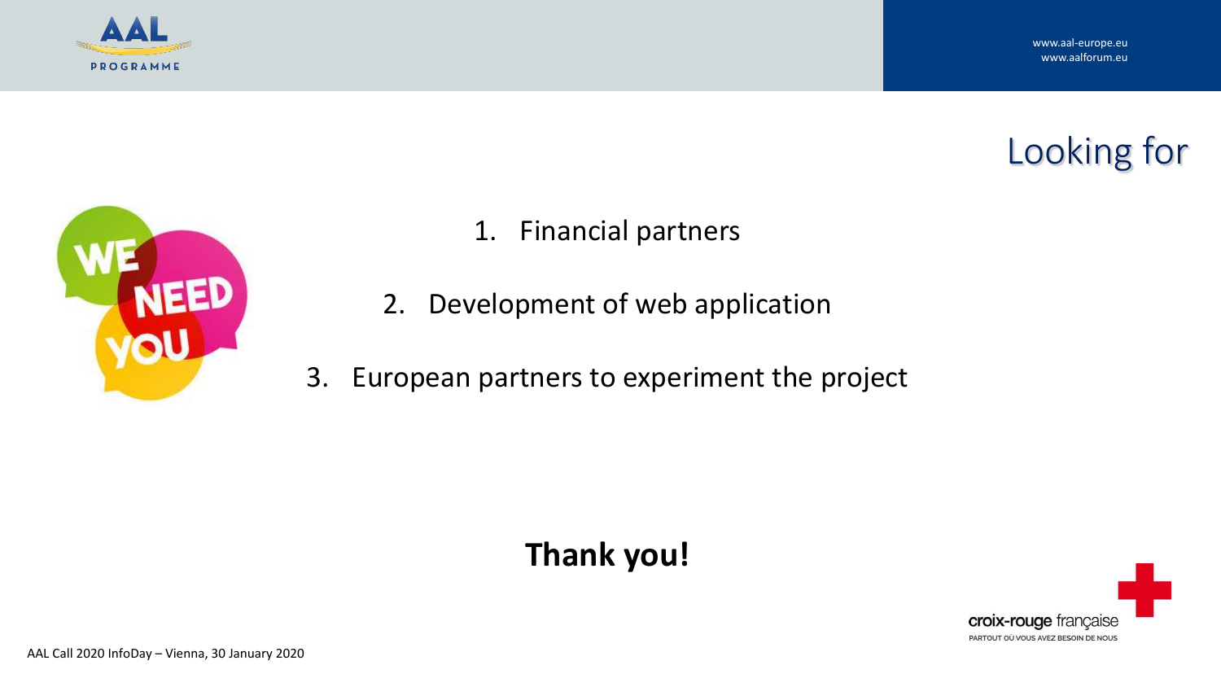## Looking for

1. Financial partners
2. Development of web application
3. European partners to experiment the project

**Thank you!**